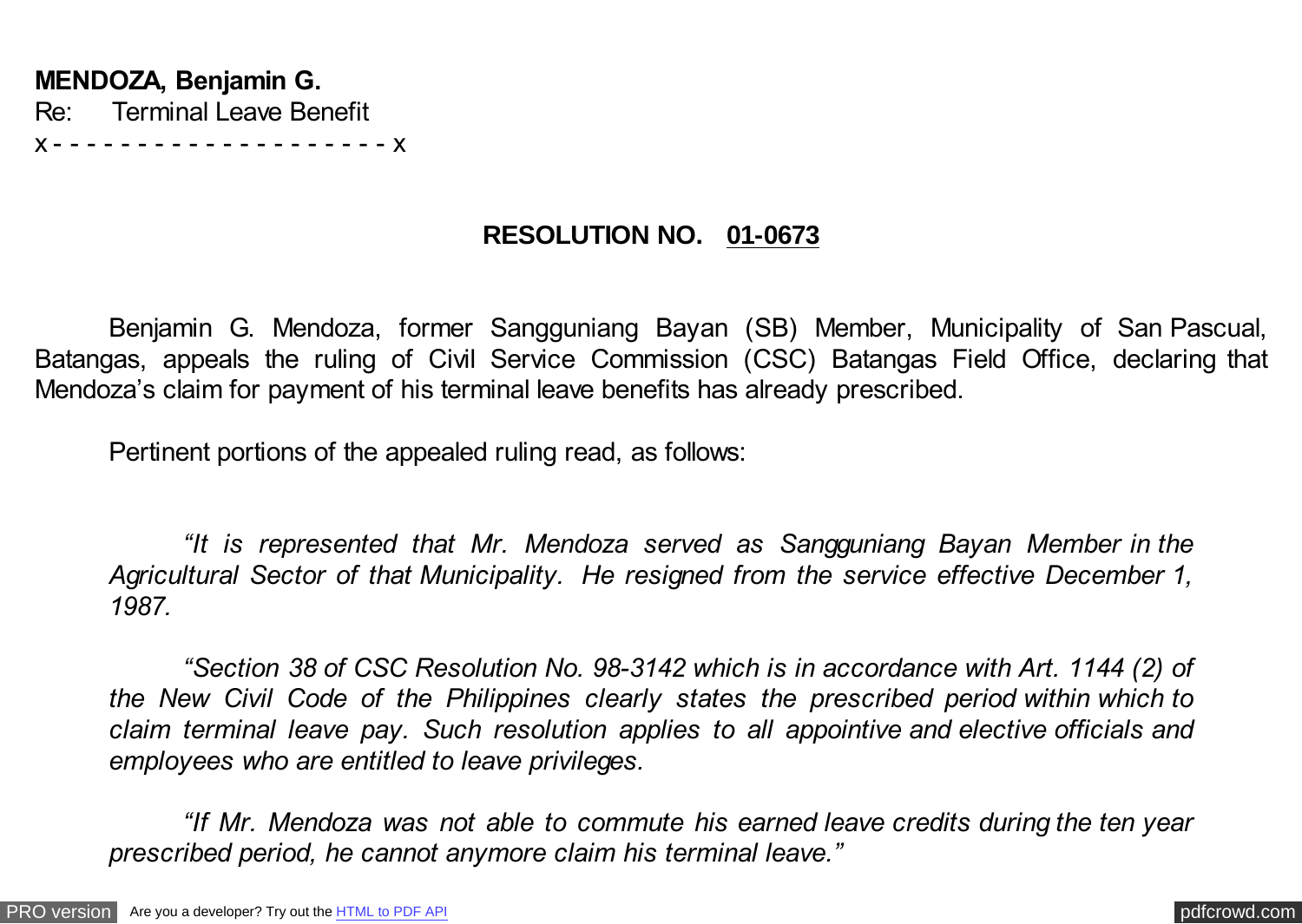**MENDOZA, Benjamin G.**
Re: Terminal Leave Benefit
x - - - - - - - - - - - - - - - - - - - - x

**RESOLUTION NO. 01-0673**

Benjamin G. Mendoza, former Sangguniang Bayan (SB) Member, Municipality of San Pascual, Batangas, appeals the ruling of Civil Service Commission (CSC) Batangas Field Office, declaring that Mendoza's claim for payment of his terminal leave benefits has already prescribed.

Pertinent portions of the appealed ruling read, as follows:

> *"It is represented that Mr. Mendoza served as Sangguniang Bayan Member in the Agricultural Sector of that Municipality. He resigned from the service effective December 1, 1987.*
>
> *"Section 38 of CSC Resolution No. 98-3142 which is in accordance with Art. 1144 (2) of the New Civil Code of the Philippines clearly states the prescribed period within which to claim terminal leave pay. Such resolution applies to all appointive and elective officials and employees who are entitled to leave privileges.*
>
> *"If Mr. Mendoza was not able to commute his earned leave credits during the ten year prescribed period, he cannot anymore claim his terminal leave."*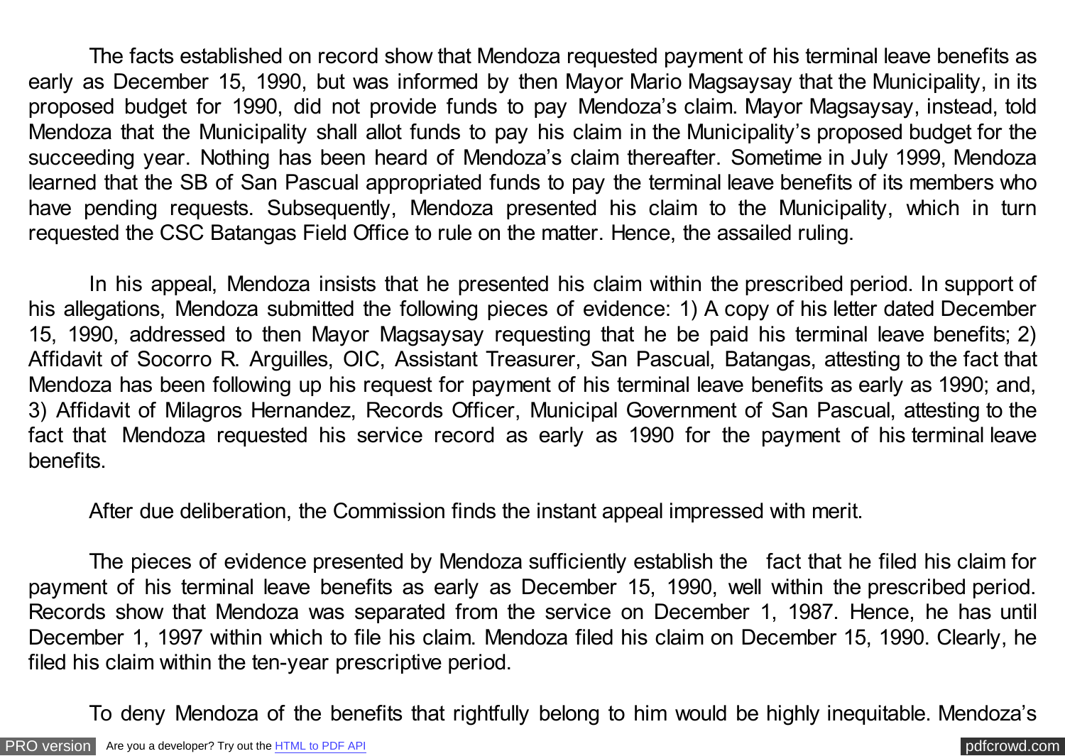The facts established on record show that Mendoza requested payment of his terminal leave benefits as early as December 15, 1990, but was informed by then Mayor Mario Magsaysay that the Municipality, in its proposed budget for 1990, did not provide funds to pay Mendoza's claim. Mayor Magsaysay, instead, told Mendoza that the Municipality shall allot funds to pay his claim in the Municipality's proposed budget for the succeeding year. Nothing has been heard of Mendoza's claim thereafter. Sometime in July 1999, Mendoza learned that the SB of San Pascual appropriated funds to pay the terminal leave benefits of its members who have pending requests. Subsequently, Mendoza presented his claim to the Municipality, which in turn requested the CSC Batangas Field Office to rule on the matter. Hence, the assailed ruling.

In his appeal, Mendoza insists that he presented his claim within the prescribed period. In support of his allegations, Mendoza submitted the following pieces of evidence: 1) A copy of his letter dated December 15, 1990, addressed to then Mayor Magsaysay requesting that he be paid his terminal leave benefits; 2) Affidavit of Socorro R. Arguilles, OIC, Assistant Treasurer, San Pascual, Batangas, attesting to the fact that Mendoza has been following up his request for payment of his terminal leave benefits as early as 1990; and, 3) Affidavit of Milagros Hernandez, Records Officer, Municipal Government of San Pascual, attesting to the fact that Mendoza requested his service record as early as 1990 for the payment of his terminal leave benefits.

After due deliberation, the Commission finds the instant appeal impressed with merit.

The pieces of evidence presented by Mendoza sufficiently establish the fact that he filed his claim for payment of his terminal leave benefits as early as December 15, 1990, well within the prescribed period. Records show that Mendoza was separated from the service on December 1, 1987. Hence, he has until December 1, 1997 within which to file his claim. Mendoza filed his claim on December 15, 1990. Clearly, he filed his claim within the ten-year prescriptive period.

To deny Mendoza of the benefits that rightfully belong to him would be highly inequitable. Mendoza's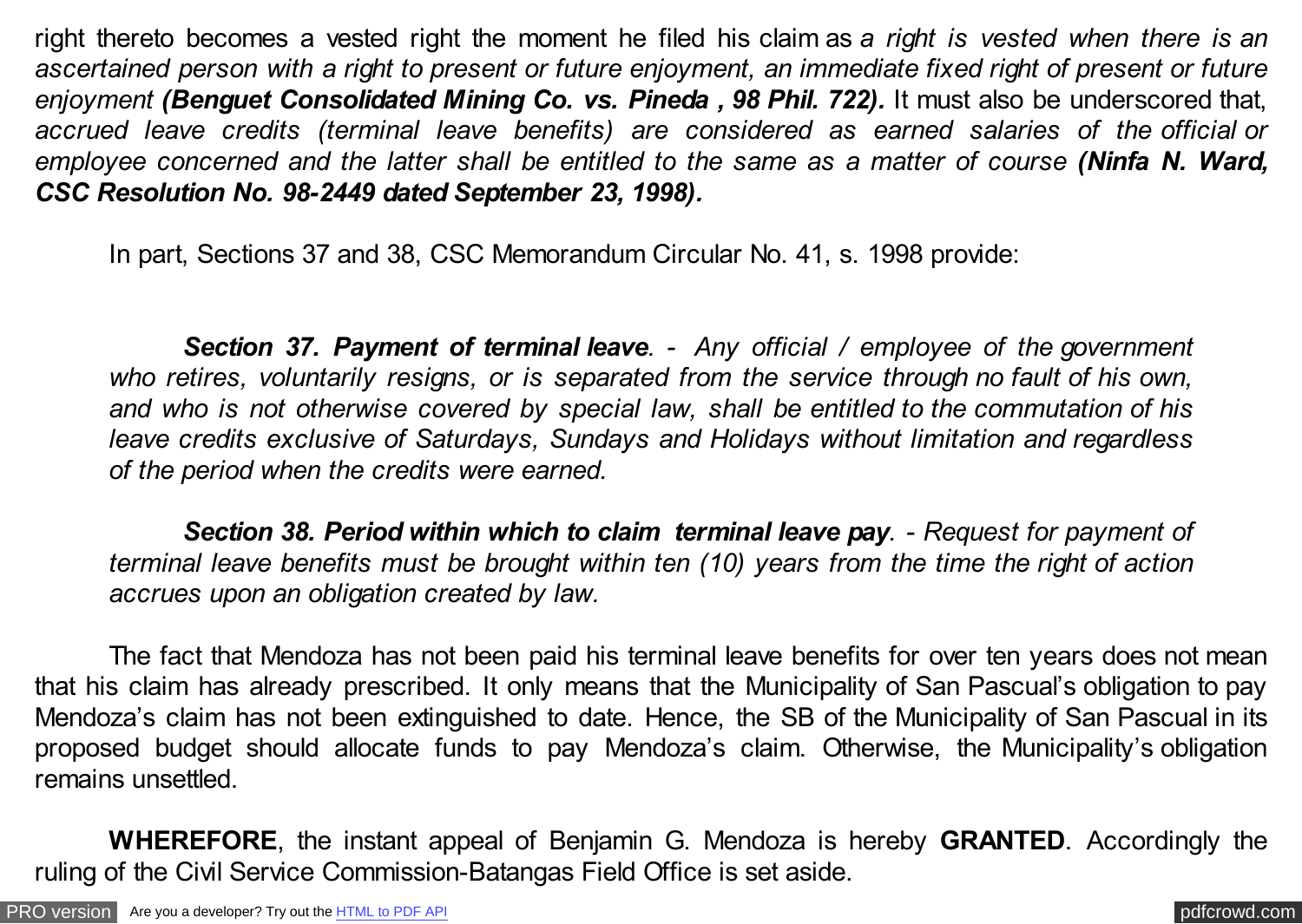right thereto becomes a vested right the moment he filed his claim as *a right is vested when there is an ascertained person with a right to present or future enjoyment, an immediate fixed right of present or future enjoyment* ***(Benguet Consolidated Mining Co. vs. Pineda , 98 Phil. 722).*** It must also be underscored that, *accrued leave credits (terminal leave benefits) are considered as earned salaries of the official or employee concerned and the latter shall be entitled to the same as a matter of course* ***(Ninfa N. Ward, CSC Resolution No. 98-2449 dated September 23, 1998).***

In part, Sections 37 and 38, CSC Memorandum Circular No. 41, s. 1998 provide:

> ***Section 37. Payment of terminal leave****. - Any official / employee of the government who retires, voluntarily resigns, or is separated from the service through no fault of his own, and who is not otherwise covered by special law, shall be entitled to the commutation of his leave credits exclusive of Saturdays, Sundays and Holidays without limitation and regardless of the period when the credits were earned.*
>
> ***Section 38. Period within which to claim terminal leave pay****. - Request for payment of terminal leave benefits must be brought within ten (10) years from the time the right of action accrues upon an obligation created by law.*

The fact that Mendoza has not been paid his terminal leave benefits for over ten years does not mean that his claim has already prescribed. It only means that the Municipality of San Pascual's obligation to pay Mendoza's claim has not been extinguished to date. Hence, the SB of the Municipality of San Pascual in its proposed budget should allocate funds to pay Mendoza's claim. Otherwise, the Municipality's obligation remains unsettled.

**WHEREFORE**, the instant appeal of Benjamin G. Mendoza is hereby **GRANTED**. Accordingly the ruling of the Civil Service Commission-Batangas Field Office is set aside.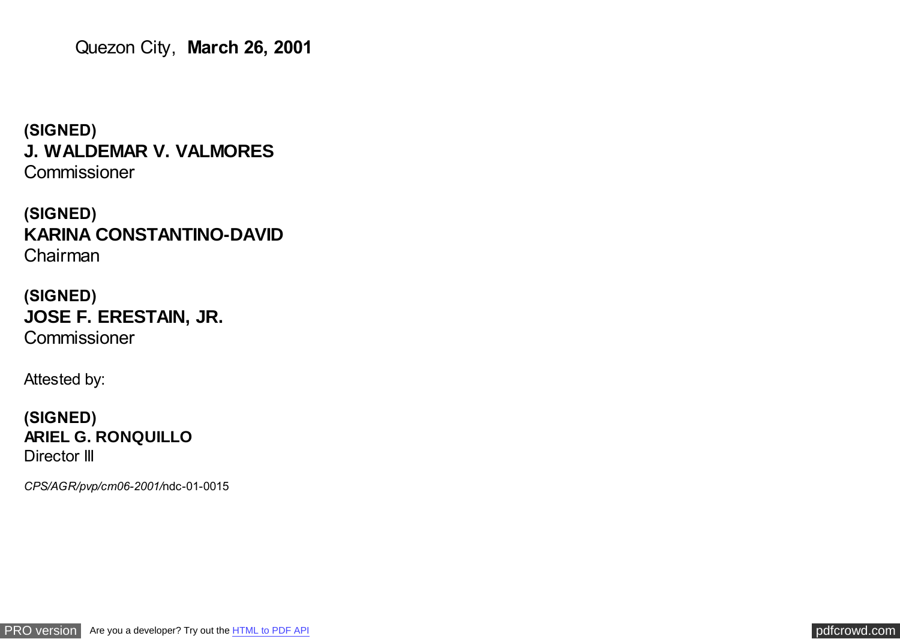Quezon City, **March 26, 2001**

**(SIGNED)**
**J. WALDEMAR V. VALMORES**
Commissioner

**(SIGNED)**
**KARINA CONSTANTINO-DAVID**
Chairman

**(SIGNED)**
**JOSE F. ERESTAIN, JR.**
Commissioner

Attested by:

**(SIGNED)**
**ARIEL G. RONQUILLO**
Director III

*CPS/AGR/pvp/cm06-2001/*ndc-01-0015